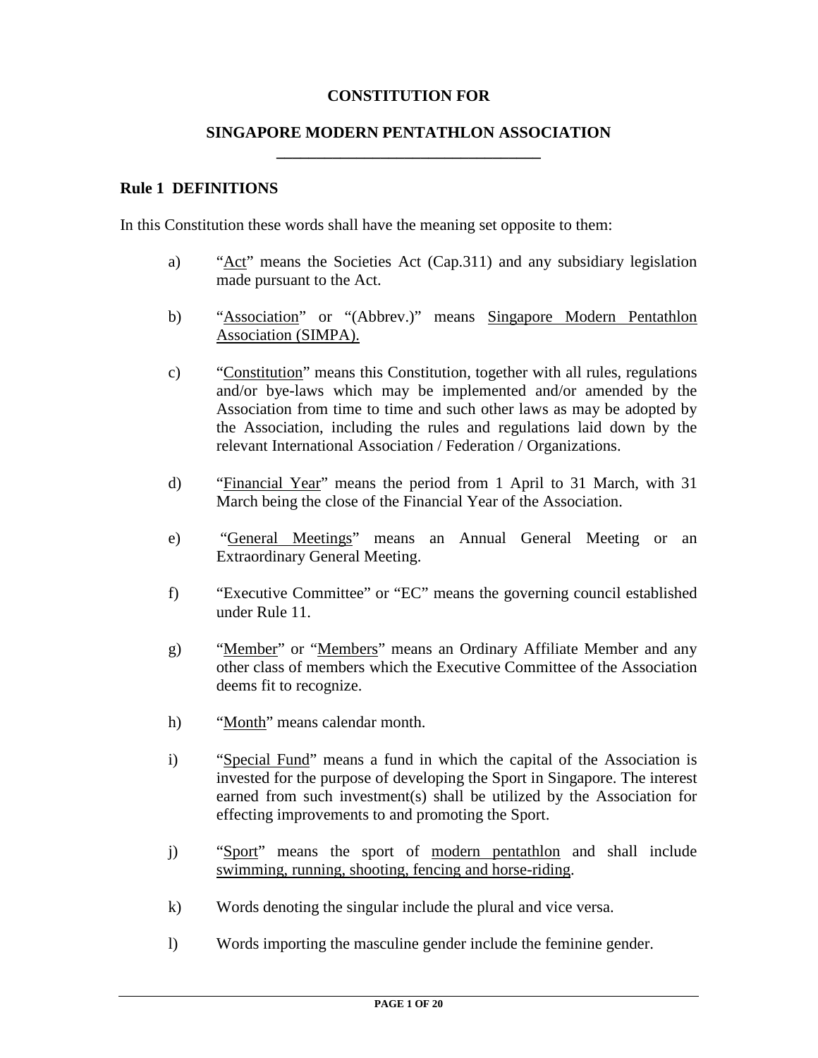# CONSTITUTION FOR

# SINGAPORE MODERN PENTATHLON ASSOCIATION

## Rule 1 DEFINITIONS

In this Constitution these words shall have the meaning set opposite to them:

a) "Act" means the Societies Act (Cap.311) and any subsidiary legislation made pursuant to the Act.

b) "Association" or "(Abbrev.)" means Singapore Modern Pentathlon Association (SIMPA).

c) "Constitution" means this Constitution, together with all rules, regulations and/or bye-laws which may be implemented and/or amended by the Association from time to time and such other laws as may be adopted by the Association, including the rules and regulations laid down by the relevant International Association / Federation / Organizations.

d) "Financial Year" means the period from 1 April to 31 March, with 31 March being the close of the Financial Year of the Association.

e) "General Meetings" means an Annual General Meeting or an Extraordinary General Meeting.

f) "Executive Committee" or "EC" means the governing council established under Rule 11.

g) "Member" or "Members" means an Ordinary Affiliate Member and any other class of members which the Executive Committee of the Association deems fit to recognize.

h) "Month" means calendar month.

i) "Special Fund" means a fund in which the capital of the Association is invested for the purpose of developing the Sport in Singapore. The interest earned from such investment(s) shall be utilized by the Association for effecting improvements to and promoting the Sport.

j) "Sport" means the sport of modern pentathlon and shall include swimming, running, shooting, fencing and horse-riding.

k) Words denoting the singular include the plural and vice versa.

l) Words importing the masculine gender include the feminine gender.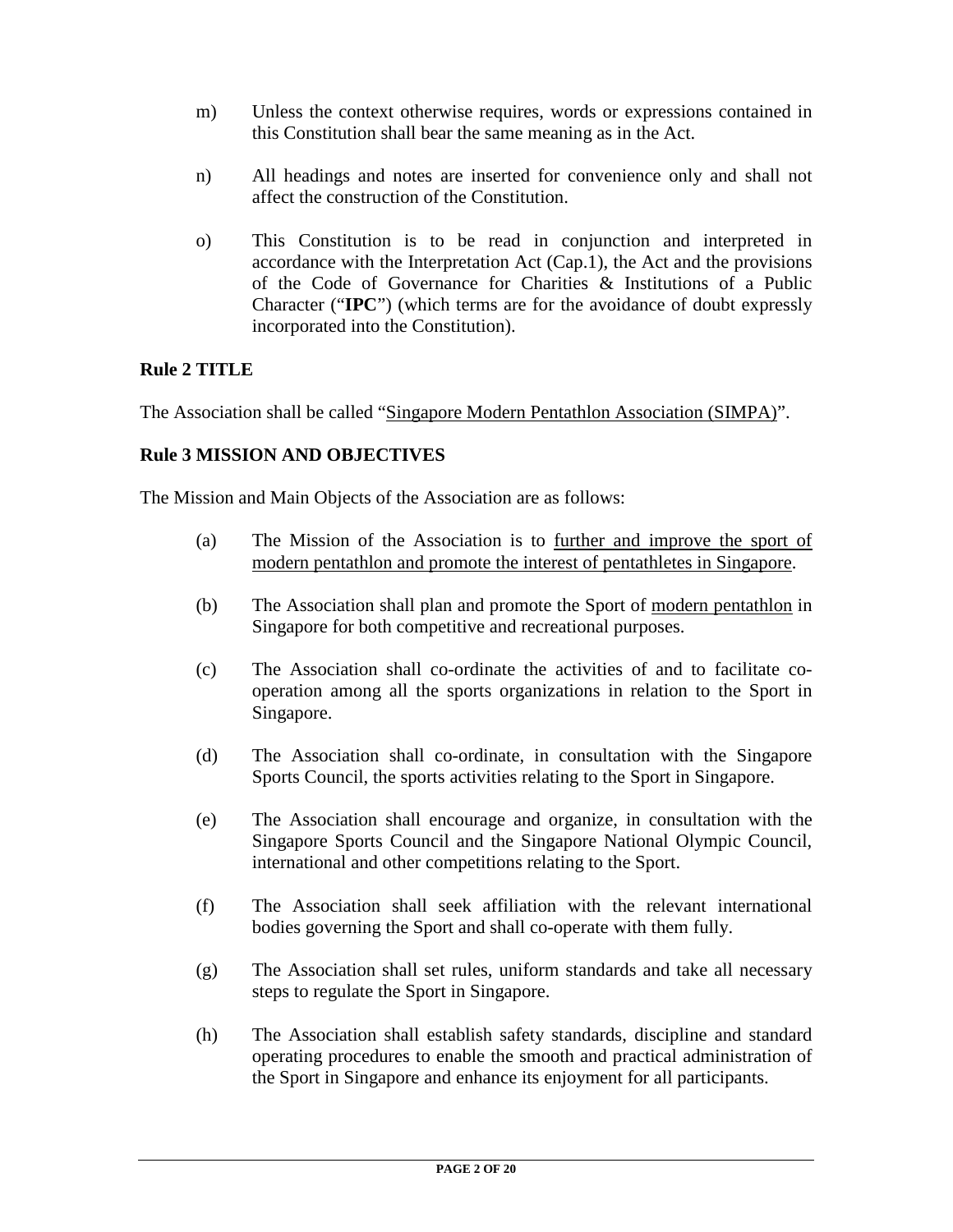m) Unless the context otherwise requires, words or expressions contained in this Constitution shall bear the same meaning as in the Act.

n) All headings and notes are inserted for convenience only and shall not affect the construction of the Constitution.

o) This Constitution is to be read in conjunction and interpreted in accordance with the Interpretation Act (Cap.1), the Act and the provisions of the Code of Governance for Charities & Institutions of a Public Character ("**IPC**") (which terms are for the avoidance of doubt expressly incorporated into the Constitution).

## Rule 2 TITLE

The Association shall be called "Singapore Modern Pentathlon Association (SIMPA)".

## Rule 3 MISSION AND OBJECTIVES

The Mission and Main Objects of the Association are as follows:

(a) The Mission of the Association is to further and improve the sport of modern pentathlon and promote the interest of pentathletes in Singapore.

(b) The Association shall plan and promote the Sport of modern pentathlon in Singapore for both competitive and recreational purposes.

(c) The Association shall co-ordinate the activities of and to facilitate co-operation among all the sports organizations in relation to the Sport in Singapore.

(d) The Association shall co-ordinate, in consultation with the Singapore Sports Council, the sports activities relating to the Sport in Singapore.

(e) The Association shall encourage and organize, in consultation with the Singapore Sports Council and the Singapore National Olympic Council, international and other competitions relating to the Sport.

(f) The Association shall seek affiliation with the relevant international bodies governing the Sport and shall co-operate with them fully.

(g) The Association shall set rules, uniform standards and take all necessary steps to regulate the Sport in Singapore.

(h) The Association shall establish safety standards, discipline and standard operating procedures to enable the smooth and practical administration of the Sport in Singapore and enhance its enjoyment for all participants.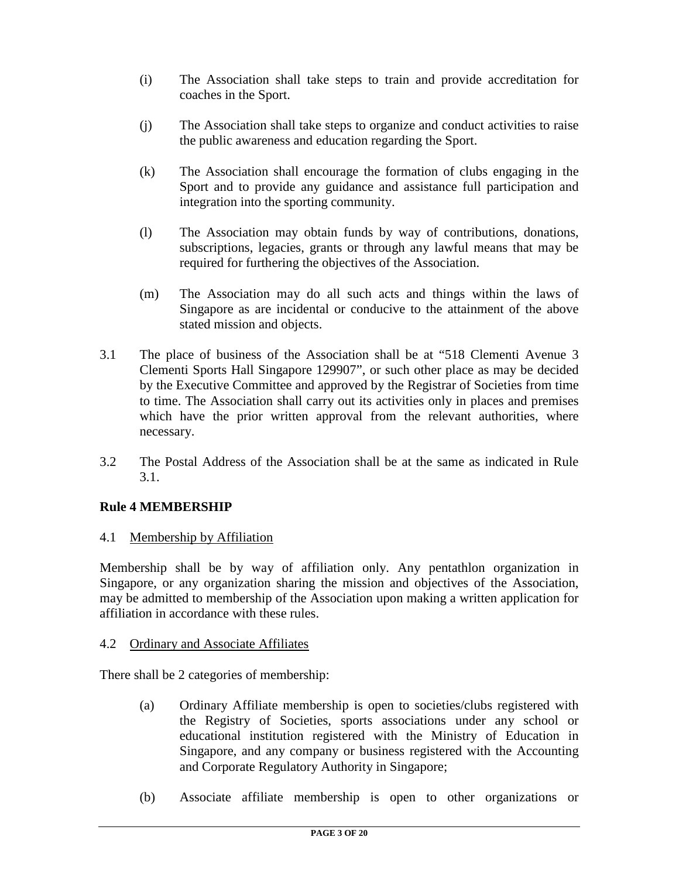(i) The Association shall take steps to train and provide accreditation for coaches in the Sport.

(j) The Association shall take steps to organize and conduct activities to raise the public awareness and education regarding the Sport.

(k) The Association shall encourage the formation of clubs engaging in the Sport and to provide any guidance and assistance full participation and integration into the sporting community.

(l) The Association may obtain funds by way of contributions, donations, subscriptions, legacies, grants or through any lawful means that may be required for furthering the objectives of the Association.

(m) The Association may do all such acts and things within the laws of Singapore as are incidental or conducive to the attainment of the above stated mission and objects.

3.1 The place of business of the Association shall be at "518 Clementi Avenue 3 Clementi Sports Hall Singapore 129907", or such other place as may be decided by the Executive Committee and approved by the Registrar of Societies from time to time. The Association shall carry out its activities only in places and premises which have the prior written approval from the relevant authorities, where necessary.

3.2 The Postal Address of the Association shall be at the same as indicated in Rule 3.1.

## Rule 4 MEMBERSHIP

4.1 Membership by Affiliation

Membership shall be by way of affiliation only. Any pentathlon organization in Singapore, or any organization sharing the mission and objectives of the Association, may be admitted to membership of the Association upon making a written application for affiliation in accordance with these rules.

4.2 Ordinary and Associate Affiliates

There shall be 2 categories of membership:

(a) Ordinary Affiliate membership is open to societies/clubs registered with the Registry of Societies, sports associations under any school or educational institution registered with the Ministry of Education in Singapore, and any company or business registered with the Accounting and Corporate Regulatory Authority in Singapore;

(b) Associate affiliate membership is open to other organizations or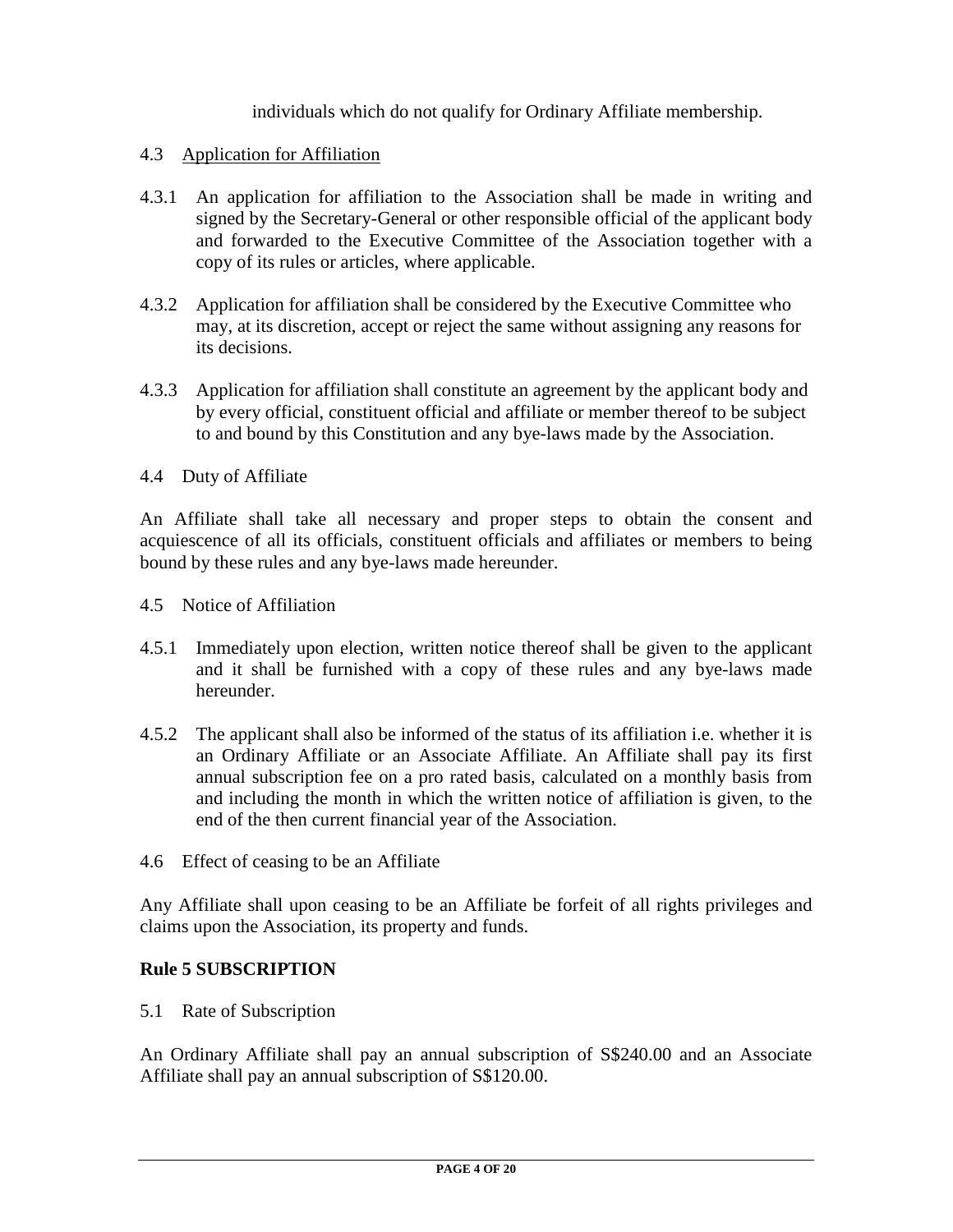individuals which do not qualify for Ordinary Affiliate membership.

4.3 Application for Affiliation

4.3.1 An application for affiliation to the Association shall be made in writing and signed by the Secretary-General or other responsible official of the applicant body and forwarded to the Executive Committee of the Association together with a copy of its rules or articles, where applicable.

4.3.2 Application for affiliation shall be considered by the Executive Committee who may, at its discretion, accept or reject the same without assigning any reasons for its decisions.

4.3.3 Application for affiliation shall constitute an agreement by the applicant body and by every official, constituent official and affiliate or member thereof to be subject to and bound by this Constitution and any bye-laws made by the Association.

4.4 Duty of Affiliate

An Affiliate shall take all necessary and proper steps to obtain the consent and acquiescence of all its officials, constituent officials and affiliates or members to being bound by these rules and any bye-laws made hereunder.

4.5 Notice of Affiliation

4.5.1 Immediately upon election, written notice thereof shall be given to the applicant and it shall be furnished with a copy of these rules and any bye-laws made hereunder.

4.5.2 The applicant shall also be informed of the status of its affiliation i.e. whether it is an Ordinary Affiliate or an Associate Affiliate. An Affiliate shall pay its first annual subscription fee on a pro rated basis, calculated on a monthly basis from and including the month in which the written notice of affiliation is given, to the end of the then current financial year of the Association.

4.6 Effect of ceasing to be an Affiliate

Any Affiliate shall upon ceasing to be an Affiliate be forfeit of all rights privileges and claims upon the Association, its property and funds.

## Rule 5 SUBSCRIPTION

5.1 Rate of Subscription

An Ordinary Affiliate shall pay an annual subscription of S$240.00 and an Associate Affiliate shall pay an annual subscription of S$120.00.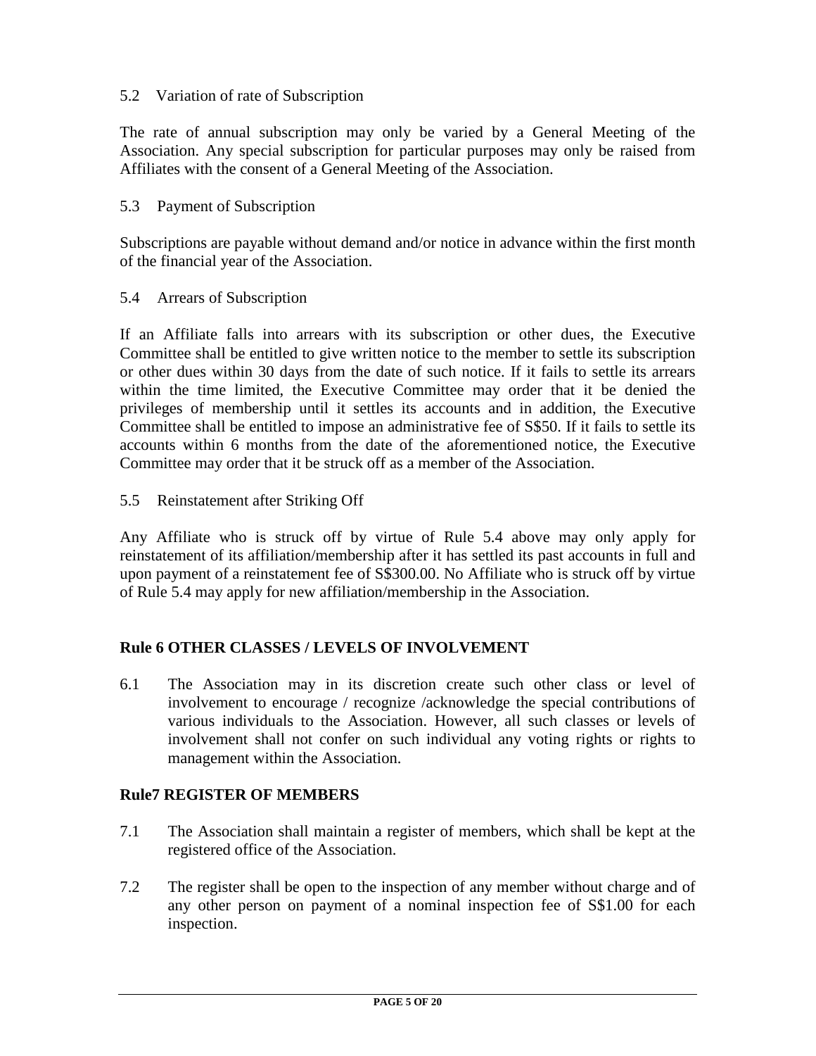### 5.2 Variation of rate of Subscription

The rate of annual subscription may only be varied by a General Meeting of the Association. Any special subscription for particular purposes may only be raised from Affiliates with the consent of a General Meeting of the Association.

### 5.3 Payment of Subscription

Subscriptions are payable without demand and/or notice in advance within the first month of the financial year of the Association.

### 5.4 Arrears of Subscription

If an Affiliate falls into arrears with its subscription or other dues, the Executive Committee shall be entitled to give written notice to the member to settle its subscription or other dues within 30 days from the date of such notice. If it fails to settle its arrears within the time limited, the Executive Committee may order that it be denied the privileges of membership until it settles its accounts and in addition, the Executive Committee shall be entitled to impose an administrative fee of S$50. If it fails to settle its accounts within 6 months from the date of the aforementioned notice, the Executive Committee may order that it be struck off as a member of the Association.

### 5.5 Reinstatement after Striking Off

Any Affiliate who is struck off by virtue of Rule 5.4 above may only apply for reinstatement of its affiliation/membership after it has settled its past accounts in full and upon payment of a reinstatement fee of S$300.00. No Affiliate who is struck off by virtue of Rule 5.4 may apply for new affiliation/membership in the Association.

## Rule 6 OTHER CLASSES / LEVELS OF INVOLVEMENT

6.1 The Association may in its discretion create such other class or level of involvement to encourage / recognize /acknowledge the special contributions of various individuals to the Association. However, all such classes or levels of involvement shall not confer on such individual any voting rights or rights to management within the Association.

## Rule7 REGISTER OF MEMBERS

7.1 The Association shall maintain a register of members, which shall be kept at the registered office of the Association.

7.2 The register shall be open to the inspection of any member without charge and of any other person on payment of a nominal inspection fee of S$1.00 for each inspection.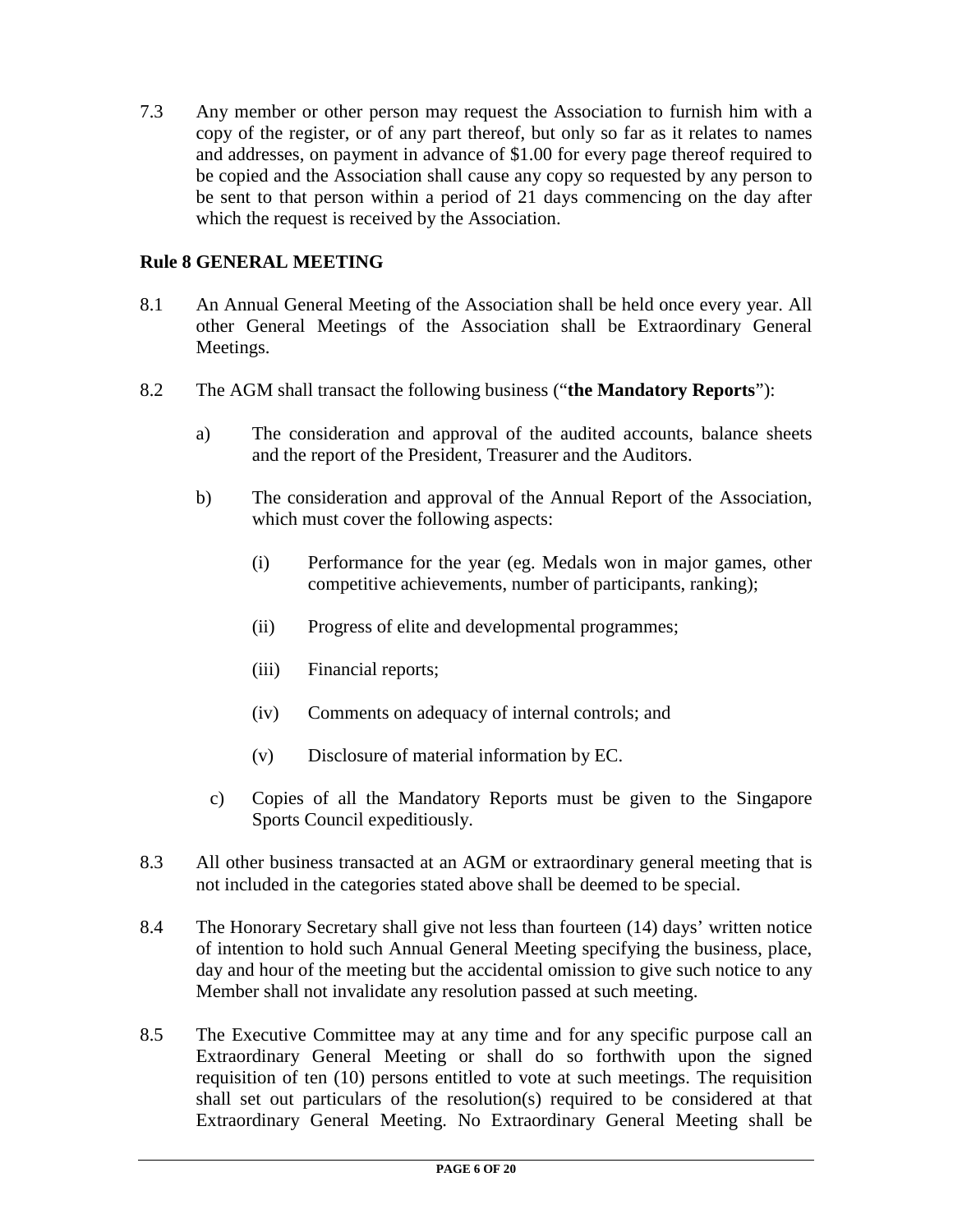7.3 Any member or other person may request the Association to furnish him with a copy of the register, or of any part thereof, but only so far as it relates to names and addresses, on payment in advance of $1.00 for every page thereof required to be copied and the Association shall cause any copy so requested by any person to be sent to that person within a period of 21 days commencing on the day after which the request is received by the Association.

## Rule 8 GENERAL MEETING

8.1 An Annual General Meeting of the Association shall be held once every year. All other General Meetings of the Association shall be Extraordinary General Meetings.

8.2 The AGM shall transact the following business ("**the Mandatory Reports**"):

   a) The consideration and approval of the audited accounts, balance sheets and the report of the President, Treasurer and the Auditors.

   b) The consideration and approval of the Annual Report of the Association, which must cover the following aspects:

      (i) Performance for the year (eg. Medals won in major games, other competitive achievements, number of participants, ranking);

      (ii) Progress of elite and developmental programmes;

      (iii) Financial reports;

      (iv) Comments on adequacy of internal controls; and

      (v) Disclosure of material information by EC.

   c) Copies of all the Mandatory Reports must be given to the Singapore Sports Council expeditiously.

8.3 All other business transacted at an AGM or extraordinary general meeting that is not included in the categories stated above shall be deemed to be special.

8.4 The Honorary Secretary shall give not less than fourteen (14) days' written notice of intention to hold such Annual General Meeting specifying the business, place, day and hour of the meeting but the accidental omission to give such notice to any Member shall not invalidate any resolution passed at such meeting.

8.5 The Executive Committee may at any time and for any specific purpose call an Extraordinary General Meeting or shall do so forthwith upon the signed requisition of ten (10) persons entitled to vote at such meetings. The requisition shall set out particulars of the resolution(s) required to be considered at that Extraordinary General Meeting. No Extraordinary General Meeting shall be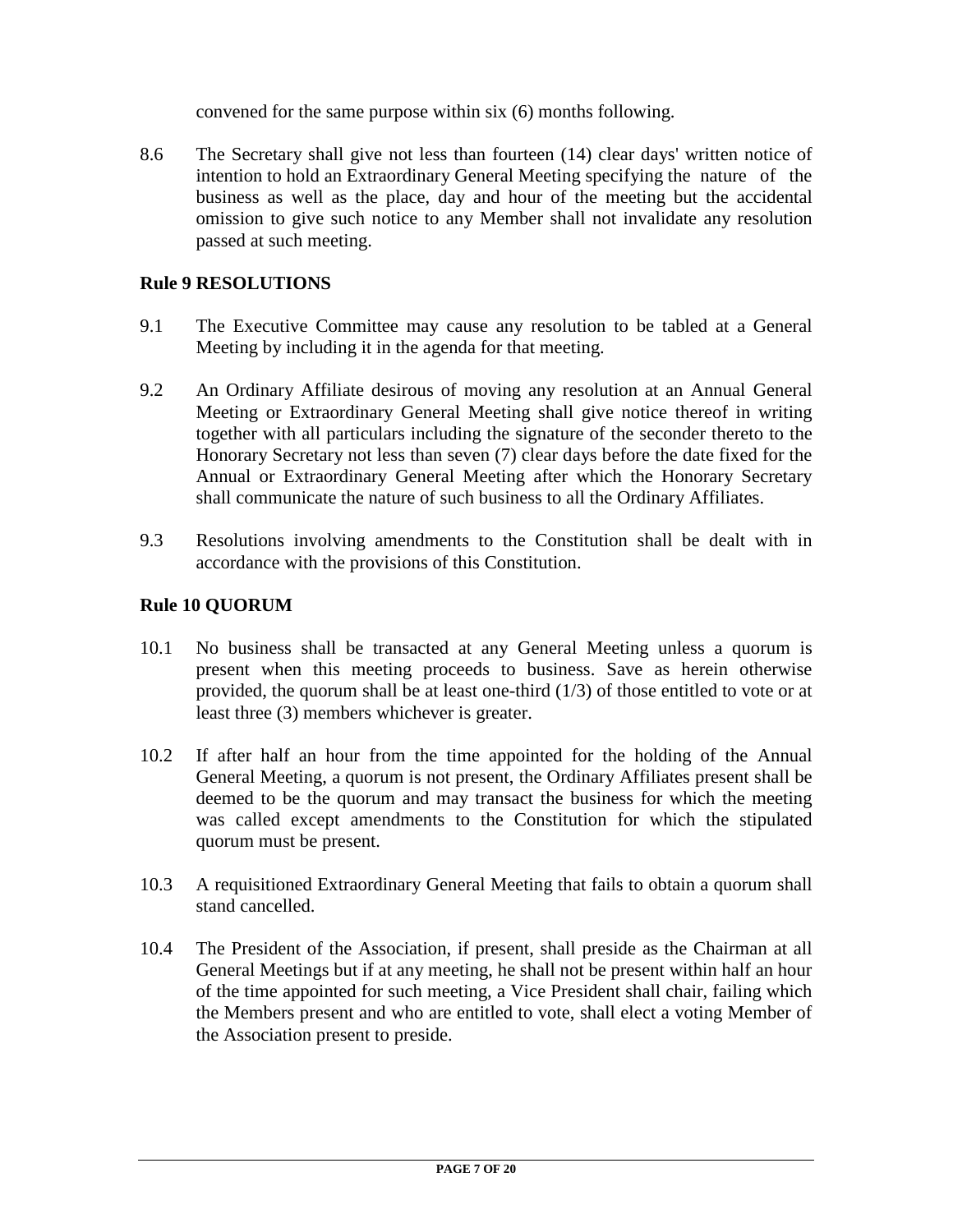convened for the same purpose within six (6) months following.

8.6 The Secretary shall give not less than fourteen (14) clear days' written notice of intention to hold an Extraordinary General Meeting specifying the nature of the business as well as the place, day and hour of the meeting but the accidental omission to give such notice to any Member shall not invalidate any resolution passed at such meeting.

## Rule 9 RESOLUTIONS

9.1 The Executive Committee may cause any resolution to be tabled at a General Meeting by including it in the agenda for that meeting.

9.2 An Ordinary Affiliate desirous of moving any resolution at an Annual General Meeting or Extraordinary General Meeting shall give notice thereof in writing together with all particulars including the signature of the seconder thereto to the Honorary Secretary not less than seven (7) clear days before the date fixed for the Annual or Extraordinary General Meeting after which the Honorary Secretary shall communicate the nature of such business to all the Ordinary Affiliates.

9.3 Resolutions involving amendments to the Constitution shall be dealt with in accordance with the provisions of this Constitution.

## Rule 10 QUORUM

10.1 No business shall be transacted at any General Meeting unless a quorum is present when this meeting proceeds to business. Save as herein otherwise provided, the quorum shall be at least one-third (1/3) of those entitled to vote or at least three (3) members whichever is greater.

10.2 If after half an hour from the time appointed for the holding of the Annual General Meeting, a quorum is not present, the Ordinary Affiliates present shall be deemed to be the quorum and may transact the business for which the meeting was called except amendments to the Constitution for which the stipulated quorum must be present.

10.3 A requisitioned Extraordinary General Meeting that fails to obtain a quorum shall stand cancelled.

10.4 The President of the Association, if present, shall preside as the Chairman at all General Meetings but if at any meeting, he shall not be present within half an hour of the time appointed for such meeting, a Vice President shall chair, failing which the Members present and who are entitled to vote, shall elect a voting Member of the Association present to preside.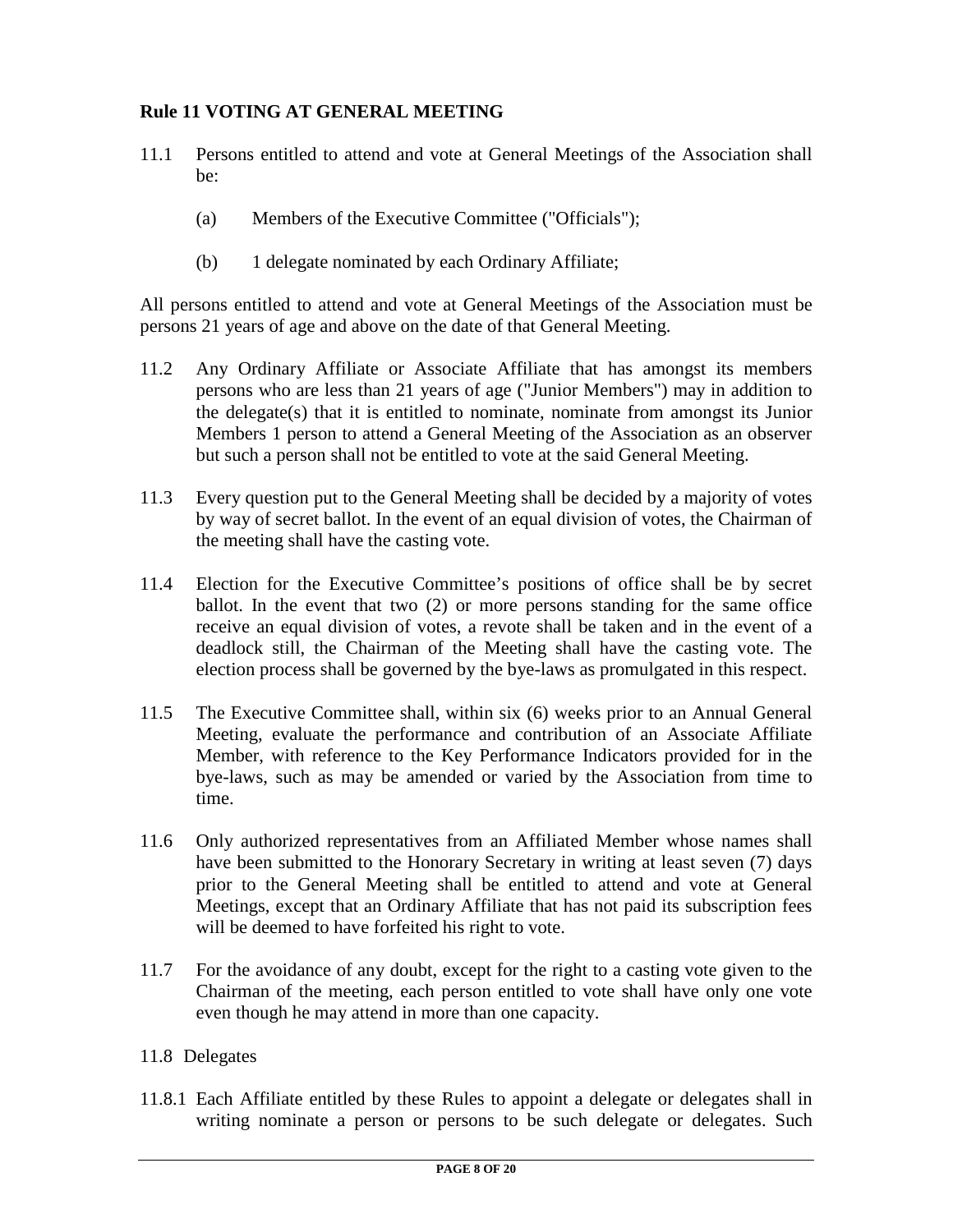## Rule 11 VOTING AT GENERAL MEETING

11.1 Persons entitled to attend and vote at General Meetings of the Association shall be:

   (a) Members of the Executive Committee ("Officials");

   (b) 1 delegate nominated by each Ordinary Affiliate;

All persons entitled to attend and vote at General Meetings of the Association must be persons 21 years of age and above on the date of that General Meeting.

11.2 Any Ordinary Affiliate or Associate Affiliate that has amongst its members persons who are less than 21 years of age ("Junior Members") may in addition to the delegate(s) that it is entitled to nominate, nominate from amongst its Junior Members 1 person to attend a General Meeting of the Association as an observer but such a person shall not be entitled to vote at the said General Meeting.

11.3 Every question put to the General Meeting shall be decided by a majority of votes by way of secret ballot. In the event of an equal division of votes, the Chairman of the meeting shall have the casting vote.

11.4 Election for the Executive Committee's positions of office shall be by secret ballot. In the event that two (2) or more persons standing for the same office receive an equal division of votes, a revote shall be taken and in the event of a deadlock still, the Chairman of the Meeting shall have the casting vote. The election process shall be governed by the bye-laws as promulgated in this respect.

11.5 The Executive Committee shall, within six (6) weeks prior to an Annual General Meeting, evaluate the performance and contribution of an Associate Affiliate Member, with reference to the Key Performance Indicators provided for in the bye-laws, such as may be amended or varied by the Association from time to time.

11.6 Only authorized representatives from an Affiliated Member whose names shall have been submitted to the Honorary Secretary in writing at least seven (7) days prior to the General Meeting shall be entitled to attend and vote at General Meetings, except that an Ordinary Affiliate that has not paid its subscription fees will be deemed to have forfeited his right to vote.

11.7 For the avoidance of any doubt, except for the right to a casting vote given to the Chairman of the meeting, each person entitled to vote shall have only one vote even though he may attend in more than one capacity.

11.8 Delegates

11.8.1 Each Affiliate entitled by these Rules to appoint a delegate or delegates shall in writing nominate a person or persons to be such delegate or delegates. Such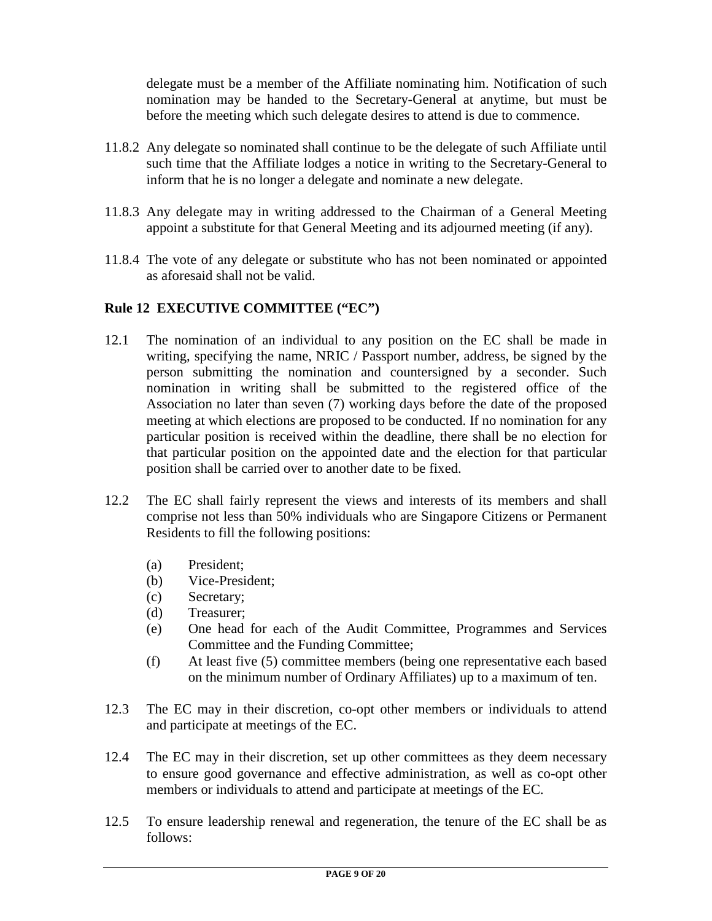delegate must be a member of the Affiliate nominating him. Notification of such nomination may be handed to the Secretary-General at anytime, but must be before the meeting which such delegate desires to attend is due to commence.

11.8.2 Any delegate so nominated shall continue to be the delegate of such Affiliate until such time that the Affiliate lodges a notice in writing to the Secretary-General to inform that he is no longer a delegate and nominate a new delegate.

11.8.3 Any delegate may in writing addressed to the Chairman of a General Meeting appoint a substitute for that General Meeting and its adjourned meeting (if any).

11.8.4 The vote of any delegate or substitute who has not been nominated or appointed as aforesaid shall not be valid.

## Rule 12 EXECUTIVE COMMITTEE ("EC")

12.1 The nomination of an individual to any position on the EC shall be made in writing, specifying the name, NRIC / Passport number, address, be signed by the person submitting the nomination and countersigned by a seconder. Such nomination in writing shall be submitted to the registered office of the Association no later than seven (7) working days before the date of the proposed meeting at which elections are proposed to be conducted. If no nomination for any particular position is received within the deadline, there shall be no election for that particular position on the appointed date and the election for that particular position shall be carried over to another date to be fixed.

12.2 The EC shall fairly represent the views and interests of its members and shall comprise not less than 50% individuals who are Singapore Citizens or Permanent Residents to fill the following positions:

- (a) President;
- (b) Vice-President;
- (c) Secretary;
- (d) Treasurer;
- (e) One head for each of the Audit Committee, Programmes and Services Committee and the Funding Committee;
- (f) At least five (5) committee members (being one representative each based on the minimum number of Ordinary Affiliates) up to a maximum of ten.

12.3 The EC may in their discretion, co-opt other members or individuals to attend and participate at meetings of the EC.

12.4 The EC may in their discretion, set up other committees as they deem necessary to ensure good governance and effective administration, as well as co-opt other members or individuals to attend and participate at meetings of the EC.

12.5 To ensure leadership renewal and regeneration, the tenure of the EC shall be as follows: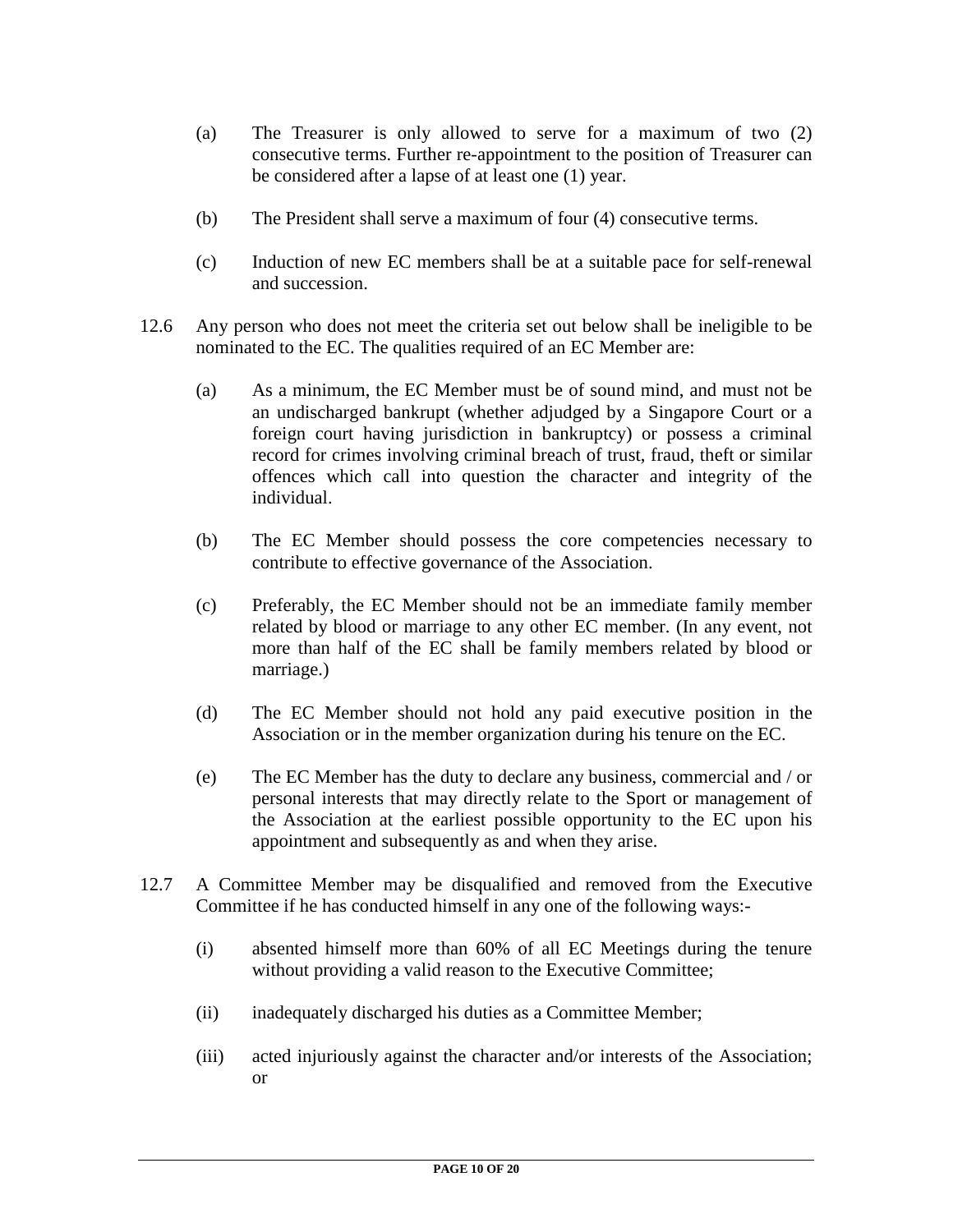(a) The Treasurer is only allowed to serve for a maximum of two (2) consecutive terms. Further re-appointment to the position of Treasurer can be considered after a lapse of at least one (1) year.

(b) The President shall serve a maximum of four (4) consecutive terms.

(c) Induction of new EC members shall be at a suitable pace for self-renewal and succession.

12.6 Any person who does not meet the criteria set out below shall be ineligible to be nominated to the EC. The qualities required of an EC Member are:

(a) As a minimum, the EC Member must be of sound mind, and must not be an undischarged bankrupt (whether adjudged by a Singapore Court or a foreign court having jurisdiction in bankruptcy) or possess a criminal record for crimes involving criminal breach of trust, fraud, theft or similar offences which call into question the character and integrity of the individual.

(b) The EC Member should possess the core competencies necessary to contribute to effective governance of the Association.

(c) Preferably, the EC Member should not be an immediate family member related by blood or marriage to any other EC member. (In any event, not more than half of the EC shall be family members related by blood or marriage.)

(d) The EC Member should not hold any paid executive position in the Association or in the member organization during his tenure on the EC.

(e) The EC Member has the duty to declare any business, commercial and / or personal interests that may directly relate to the Sport or management of the Association at the earliest possible opportunity to the EC upon his appointment and subsequently as and when they arise.

12.7 A Committee Member may be disqualified and removed from the Executive Committee if he has conducted himself in any one of the following ways:-

(i) absented himself more than 60% of all EC Meetings during the tenure without providing a valid reason to the Executive Committee;

(ii) inadequately discharged his duties as a Committee Member;

(iii) acted injuriously against the character and/or interests of the Association; or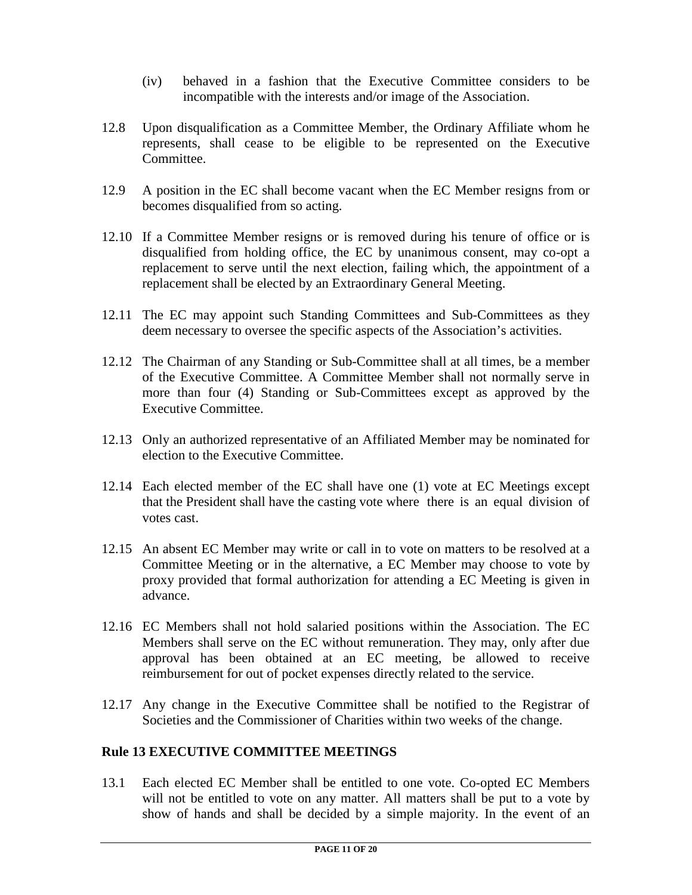(iv) behaved in a fashion that the Executive Committee considers to be incompatible with the interests and/or image of the Association.

12.8 Upon disqualification as a Committee Member, the Ordinary Affiliate whom he represents, shall cease to be eligible to be represented on the Executive Committee.

12.9 A position in the EC shall become vacant when the EC Member resigns from or becomes disqualified from so acting.

12.10 If a Committee Member resigns or is removed during his tenure of office or is disqualified from holding office, the EC by unanimous consent, may co-opt a replacement to serve until the next election, failing which, the appointment of a replacement shall be elected by an Extraordinary General Meeting.

12.11 The EC may appoint such Standing Committees and Sub-Committees as they deem necessary to oversee the specific aspects of the Association's activities.

12.12 The Chairman of any Standing or Sub-Committee shall at all times, be a member of the Executive Committee. A Committee Member shall not normally serve in more than four (4) Standing or Sub-Committees except as approved by the Executive Committee.

12.13 Only an authorized representative of an Affiliated Member may be nominated for election to the Executive Committee.

12.14 Each elected member of the EC shall have one (1) vote at EC Meetings except that the President shall have the casting vote where there is an equal division of votes cast.

12.15 An absent EC Member may write or call in to vote on matters to be resolved at a Committee Meeting or in the alternative, a EC Member may choose to vote by proxy provided that formal authorization for attending a EC Meeting is given in advance.

12.16 EC Members shall not hold salaried positions within the Association. The EC Members shall serve on the EC without remuneration. They may, only after due approval has been obtained at an EC meeting, be allowed to receive reimbursement for out of pocket expenses directly related to the service.

12.17 Any change in the Executive Committee shall be notified to the Registrar of Societies and the Commissioner of Charities within two weeks of the change.

## Rule 13 EXECUTIVE COMMITTEE MEETINGS

13.1 Each elected EC Member shall be entitled to one vote. Co-opted EC Members will not be entitled to vote on any matter. All matters shall be put to a vote by show of hands and shall be decided by a simple majority. In the event of an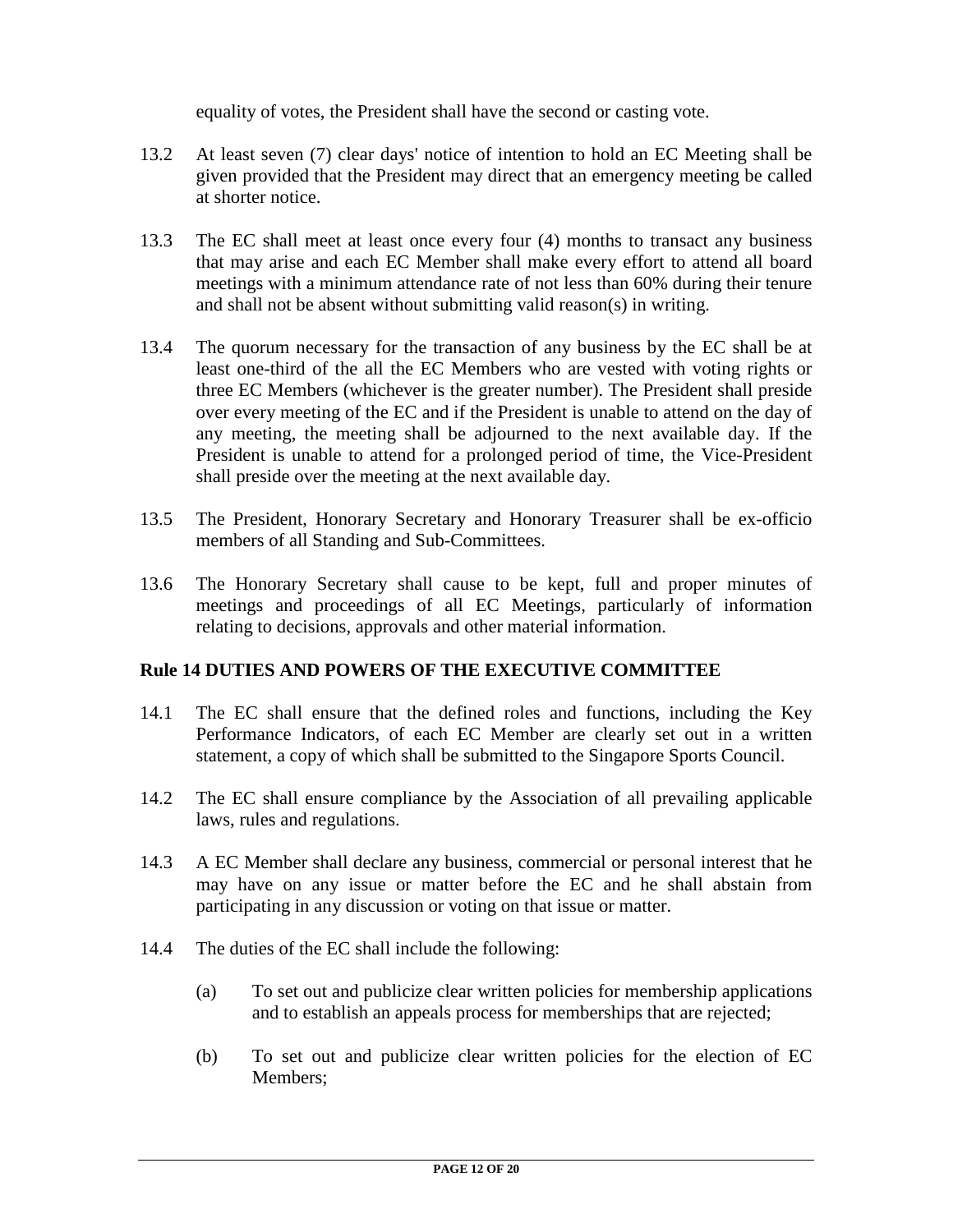equality of votes, the President shall have the second or casting vote.

13.2 At least seven (7) clear days' notice of intention to hold an EC Meeting shall be given provided that the President may direct that an emergency meeting be called at shorter notice.

13.3 The EC shall meet at least once every four (4) months to transact any business that may arise and each EC Member shall make every effort to attend all board meetings with a minimum attendance rate of not less than 60% during their tenure and shall not be absent without submitting valid reason(s) in writing.

13.4 The quorum necessary for the transaction of any business by the EC shall be at least one-third of the all the EC Members who are vested with voting rights or three EC Members (whichever is the greater number). The President shall preside over every meeting of the EC and if the President is unable to attend on the day of any meeting, the meeting shall be adjourned to the next available day. If the President is unable to attend for a prolonged period of time, the Vice-President shall preside over the meeting at the next available day.

13.5 The President, Honorary Secretary and Honorary Treasurer shall be ex-officio members of all Standing and Sub-Committees.

13.6 The Honorary Secretary shall cause to be kept, full and proper minutes of meetings and proceedings of all EC Meetings, particularly of information relating to decisions, approvals and other material information.

## Rule 14 DUTIES AND POWERS OF THE EXECUTIVE COMMITTEE

14.1 The EC shall ensure that the defined roles and functions, including the Key Performance Indicators, of each EC Member are clearly set out in a written statement, a copy of which shall be submitted to the Singapore Sports Council.

14.2 The EC shall ensure compliance by the Association of all prevailing applicable laws, rules and regulations.

14.3 A EC Member shall declare any business, commercial or personal interest that he may have on any issue or matter before the EC and he shall abstain from participating in any discussion or voting on that issue or matter.

14.4 The duties of the EC shall include the following:

(a) To set out and publicize clear written policies for membership applications and to establish an appeals process for memberships that are rejected;

(b) To set out and publicize clear written policies for the election of EC Members;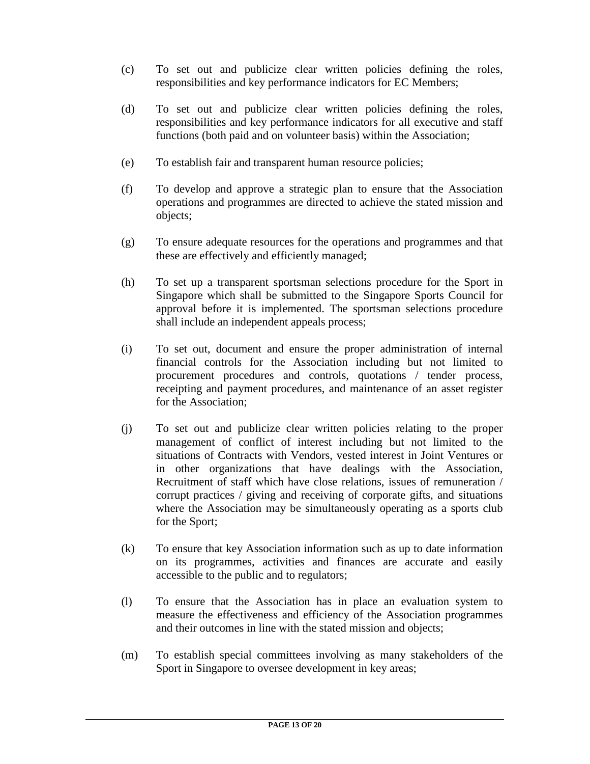(c) To set out and publicize clear written policies defining the roles, responsibilities and key performance indicators for EC Members;

(d) To set out and publicize clear written policies defining the roles, responsibilities and key performance indicators for all executive and staff functions (both paid and on volunteer basis) within the Association;

(e) To establish fair and transparent human resource policies;

(f) To develop and approve a strategic plan to ensure that the Association operations and programmes are directed to achieve the stated mission and objects;

(g) To ensure adequate resources for the operations and programmes and that these are effectively and efficiently managed;

(h) To set up a transparent sportsman selections procedure for the Sport in Singapore which shall be submitted to the Singapore Sports Council for approval before it is implemented. The sportsman selections procedure shall include an independent appeals process;

(i) To set out, document and ensure the proper administration of internal financial controls for the Association including but not limited to procurement procedures and controls, quotations / tender process, receipting and payment procedures, and maintenance of an asset register for the Association;

(j) To set out and publicize clear written policies relating to the proper management of conflict of interest including but not limited to the situations of Contracts with Vendors, vested interest in Joint Ventures or in other organizations that have dealings with the Association, Recruitment of staff which have close relations, issues of remuneration / corrupt practices / giving and receiving of corporate gifts, and situations where the Association may be simultaneously operating as a sports club for the Sport;

(k) To ensure that key Association information such as up to date information on its programmes, activities and finances are accurate and easily accessible to the public and to regulators;

(l) To ensure that the Association has in place an evaluation system to measure the effectiveness and efficiency of the Association programmes and their outcomes in line with the stated mission and objects;

(m) To establish special committees involving as many stakeholders of the Sport in Singapore to oversee development in key areas;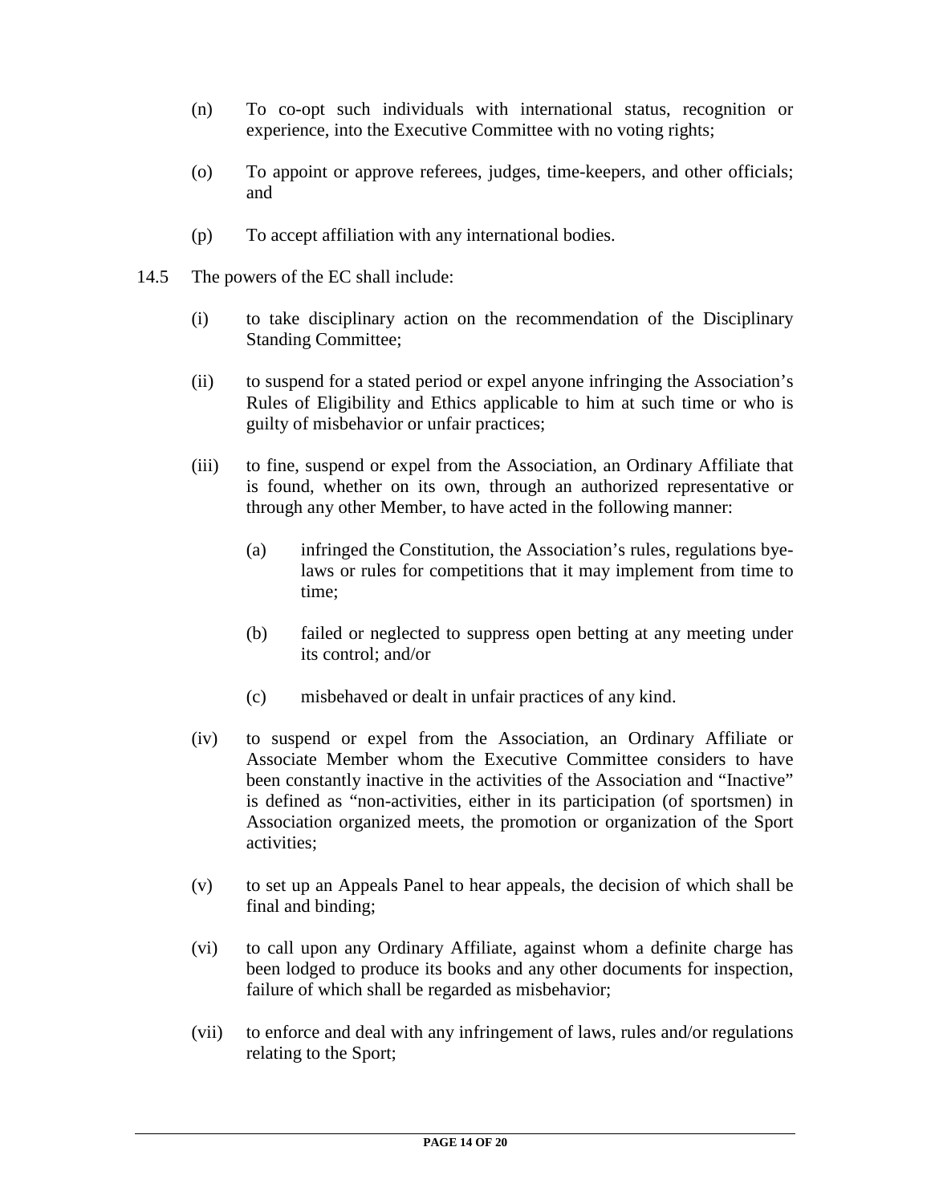(n) To co-opt such individuals with international status, recognition or experience, into the Executive Committee with no voting rights;

(o) To appoint or approve referees, judges, time-keepers, and other officials; and

(p) To accept affiliation with any international bodies.

14.5 The powers of the EC shall include:

(i) to take disciplinary action on the recommendation of the Disciplinary Standing Committee;

(ii) to suspend for a stated period or expel anyone infringing the Association's Rules of Eligibility and Ethics applicable to him at such time or who is guilty of misbehavior or unfair practices;

(iii) to fine, suspend or expel from the Association, an Ordinary Affiliate that is found, whether on its own, through an authorized representative or through any other Member, to have acted in the following manner:

(a) infringed the Constitution, the Association's rules, regulations bye-laws or rules for competitions that it may implement from time to time;

(b) failed or neglected to suppress open betting at any meeting under its control; and/or

(c) misbehaved or dealt in unfair practices of any kind.

(iv) to suspend or expel from the Association, an Ordinary Affiliate or Associate Member whom the Executive Committee considers to have been constantly inactive in the activities of the Association and "Inactive" is defined as "non-activities, either in its participation (of sportsmen) in Association organized meets, the promotion or organization of the Sport activities;

(v) to set up an Appeals Panel to hear appeals, the decision of which shall be final and binding;

(vi) to call upon any Ordinary Affiliate, against whom a definite charge has been lodged to produce its books and any other documents for inspection, failure of which shall be regarded as misbehavior;

(vii) to enforce and deal with any infringement of laws, rules and/or regulations relating to the Sport;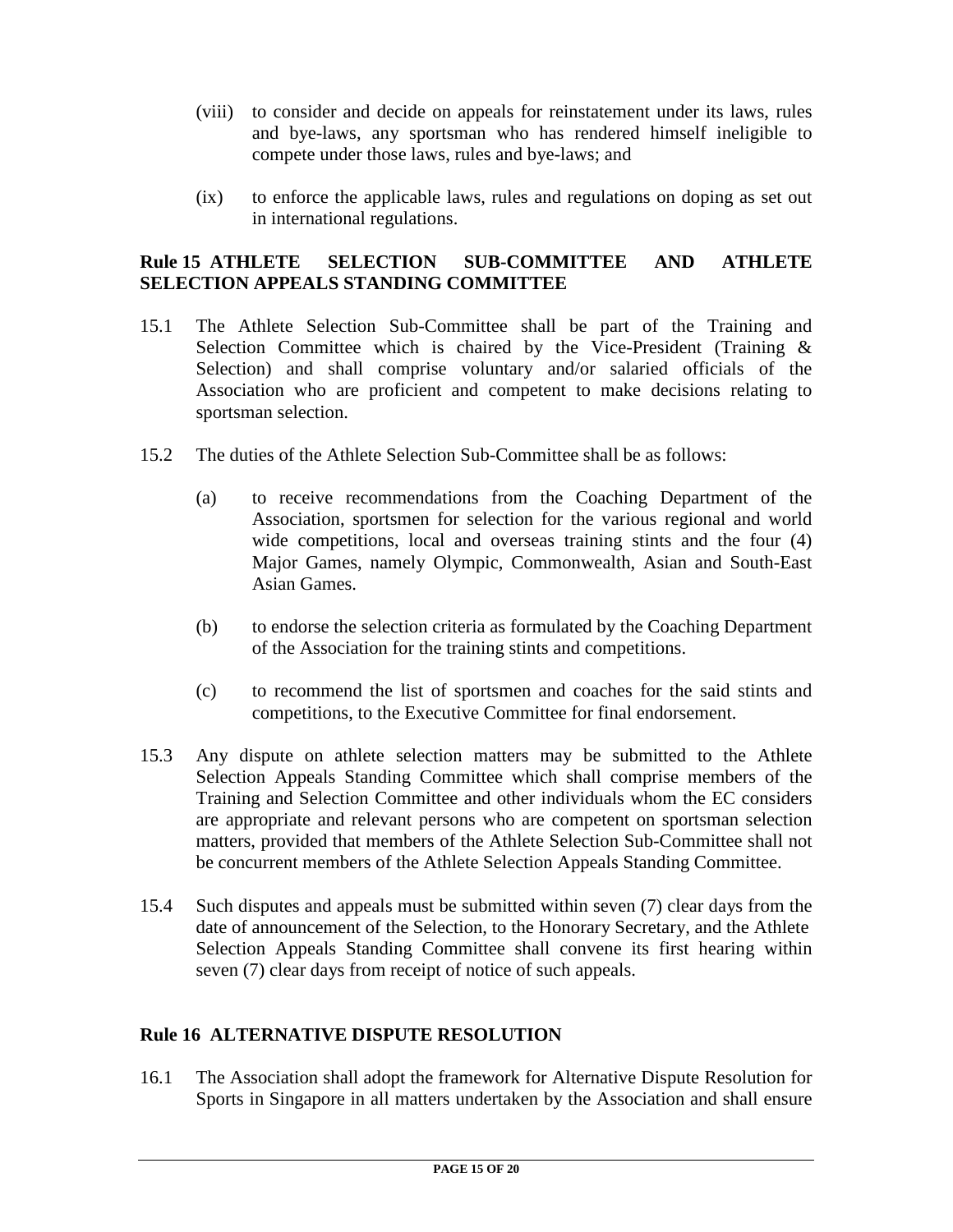(viii) to consider and decide on appeals for reinstatement under its laws, rules and bye-laws, any sportsman who has rendered himself ineligible to compete under those laws, rules and bye-laws; and

(ix) to enforce the applicable laws, rules and regulations on doping as set out in international regulations.

**Rule 15 ATHLETE SELECTION SUB-COMMITTEE AND ATHLETE SELECTION APPEALS STANDING COMMITTEE**

15.1 The Athlete Selection Sub-Committee shall be part of the Training and Selection Committee which is chaired by the Vice-President (Training & Selection) and shall comprise voluntary and/or salaried officials of the Association who are proficient and competent to make decisions relating to sportsman selection.

15.2 The duties of the Athlete Selection Sub-Committee shall be as follows:

(a) to receive recommendations from the Coaching Department of the Association, sportsmen for selection for the various regional and world wide competitions, local and overseas training stints and the four (4) Major Games, namely Olympic, Commonwealth, Asian and South-East Asian Games.

(b) to endorse the selection criteria as formulated by the Coaching Department of the Association for the training stints and competitions.

(c) to recommend the list of sportsmen and coaches for the said stints and competitions, to the Executive Committee for final endorsement.

15.3 Any dispute on athlete selection matters may be submitted to the Athlete Selection Appeals Standing Committee which shall comprise members of the Training and Selection Committee and other individuals whom the EC considers are appropriate and relevant persons who are competent on sportsman selection matters, provided that members of the Athlete Selection Sub-Committee shall not be concurrent members of the Athlete Selection Appeals Standing Committee.

15.4 Such disputes and appeals must be submitted within seven (7) clear days from the date of announcement of the Selection, to the Honorary Secretary, and the Athlete Selection Appeals Standing Committee shall convene its first hearing within seven (7) clear days from receipt of notice of such appeals.

**Rule 16 ALTERNATIVE DISPUTE RESOLUTION**

16.1 The Association shall adopt the framework for Alternative Dispute Resolution for Sports in Singapore in all matters undertaken by the Association and shall ensure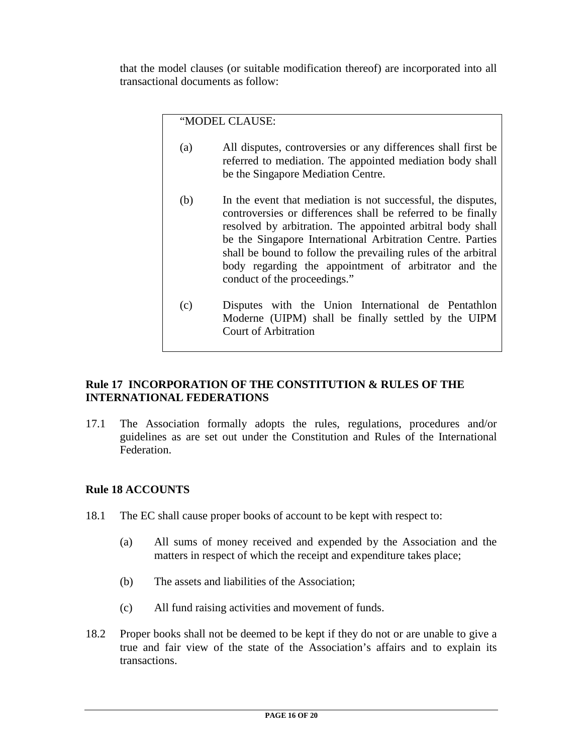that the model clauses (or suitable modification thereof) are incorporated into all transactional documents as follow:

> "MODEL CLAUSE:
>
> (a) All disputes, controversies or any differences shall first be referred to mediation. The appointed mediation body shall be the Singapore Mediation Centre.
>
> (b) In the event that mediation is not successful, the disputes, controversies or differences shall be referred to be finally resolved by arbitration. The appointed arbitral body shall be the Singapore International Arbitration Centre. Parties shall be bound to follow the prevailing rules of the arbitral body regarding the appointment of arbitrator and the conduct of the proceedings."
>
> (c) Disputes with the Union International de Pentathlon Moderne (UIPM) shall be finally settled by the UIPM Court of Arbitration

### Rule 17 INCORPORATION OF THE CONSTITUTION & RULES OF THE INTERNATIONAL FEDERATIONS

17.1 The Association formally adopts the rules, regulations, procedures and/or guidelines as are set out under the Constitution and Rules of the International Federation.

### Rule 18 ACCOUNTS

18.1 The EC shall cause proper books of account to be kept with respect to:

(a) All sums of money received and expended by the Association and the matters in respect of which the receipt and expenditure takes place;

(b) The assets and liabilities of the Association;

(c) All fund raising activities and movement of funds.

18.2 Proper books shall not be deemed to be kept if they do not or are unable to give a true and fair view of the state of the Association's affairs and to explain its transactions.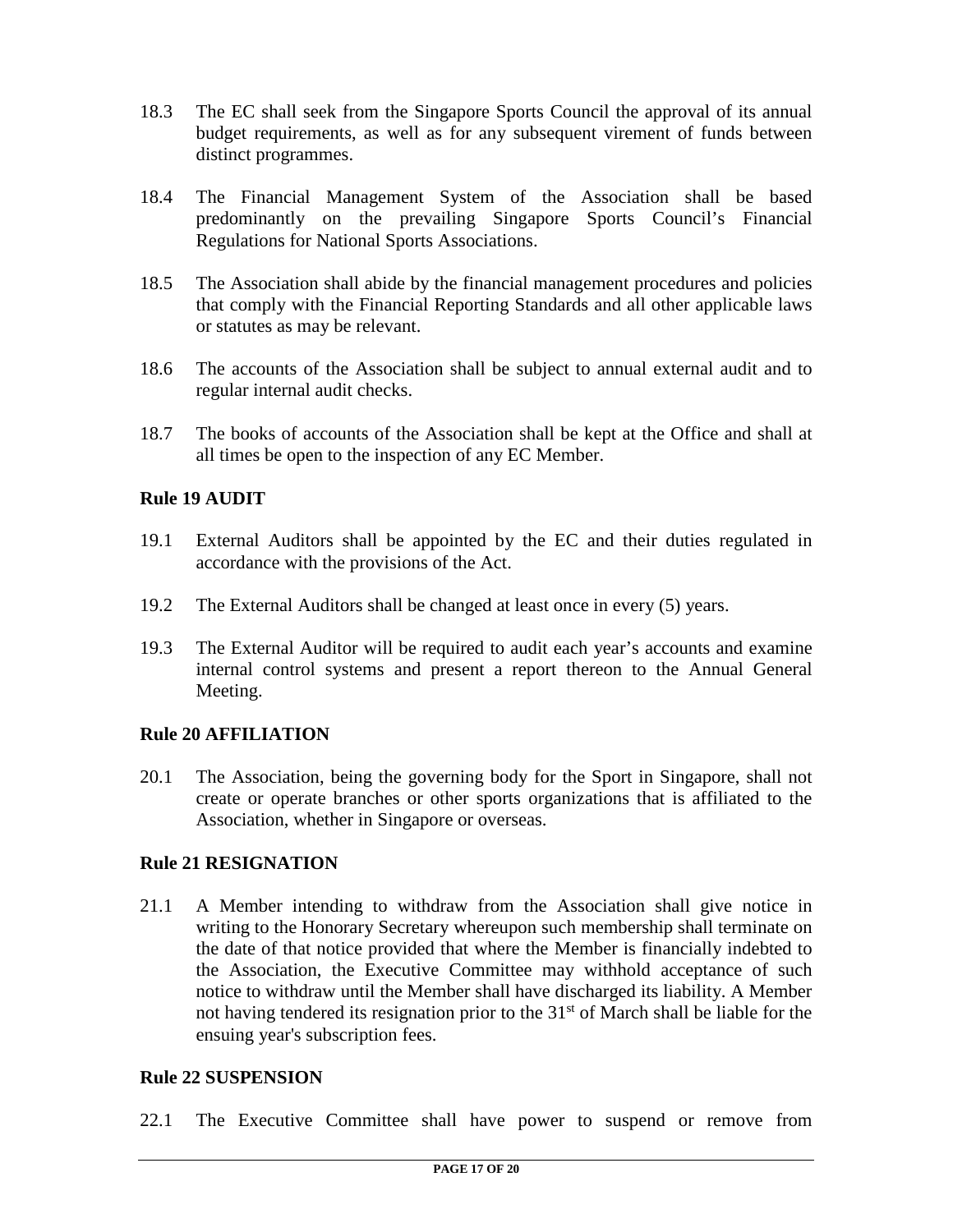18.3 The EC shall seek from the Singapore Sports Council the approval of its annual budget requirements, as well as for any subsequent virement of funds between distinct programmes.

18.4 The Financial Management System of the Association shall be based predominantly on the prevailing Singapore Sports Council's Financial Regulations for National Sports Associations.

18.5 The Association shall abide by the financial management procedures and policies that comply with the Financial Reporting Standards and all other applicable laws or statutes as may be relevant.

18.6 The accounts of the Association shall be subject to annual external audit and to regular internal audit checks.

18.7 The books of accounts of the Association shall be kept at the Office and shall at all times be open to the inspection of any EC Member.

**Rule 19 AUDIT**

19.1 External Auditors shall be appointed by the EC and their duties regulated in accordance with the provisions of the Act.

19.2 The External Auditors shall be changed at least once in every (5) years.

19.3 The External Auditor will be required to audit each year's accounts and examine internal control systems and present a report thereon to the Annual General Meeting.

**Rule 20 AFFILIATION**

20.1 The Association, being the governing body for the Sport in Singapore, shall not create or operate branches or other sports organizations that is affiliated to the Association, whether in Singapore or overseas.

**Rule 21 RESIGNATION**

21.1 A Member intending to withdraw from the Association shall give notice in writing to the Honorary Secretary whereupon such membership shall terminate on the date of that notice provided that where the Member is financially indebted to the Association, the Executive Committee may withhold acceptance of such notice to withdraw until the Member shall have discharged its liability. A Member not having tendered its resignation prior to the 31st of March shall be liable for the ensuing year's subscription fees.

**Rule 22 SUSPENSION**

22.1 The Executive Committee shall have power to suspend or remove from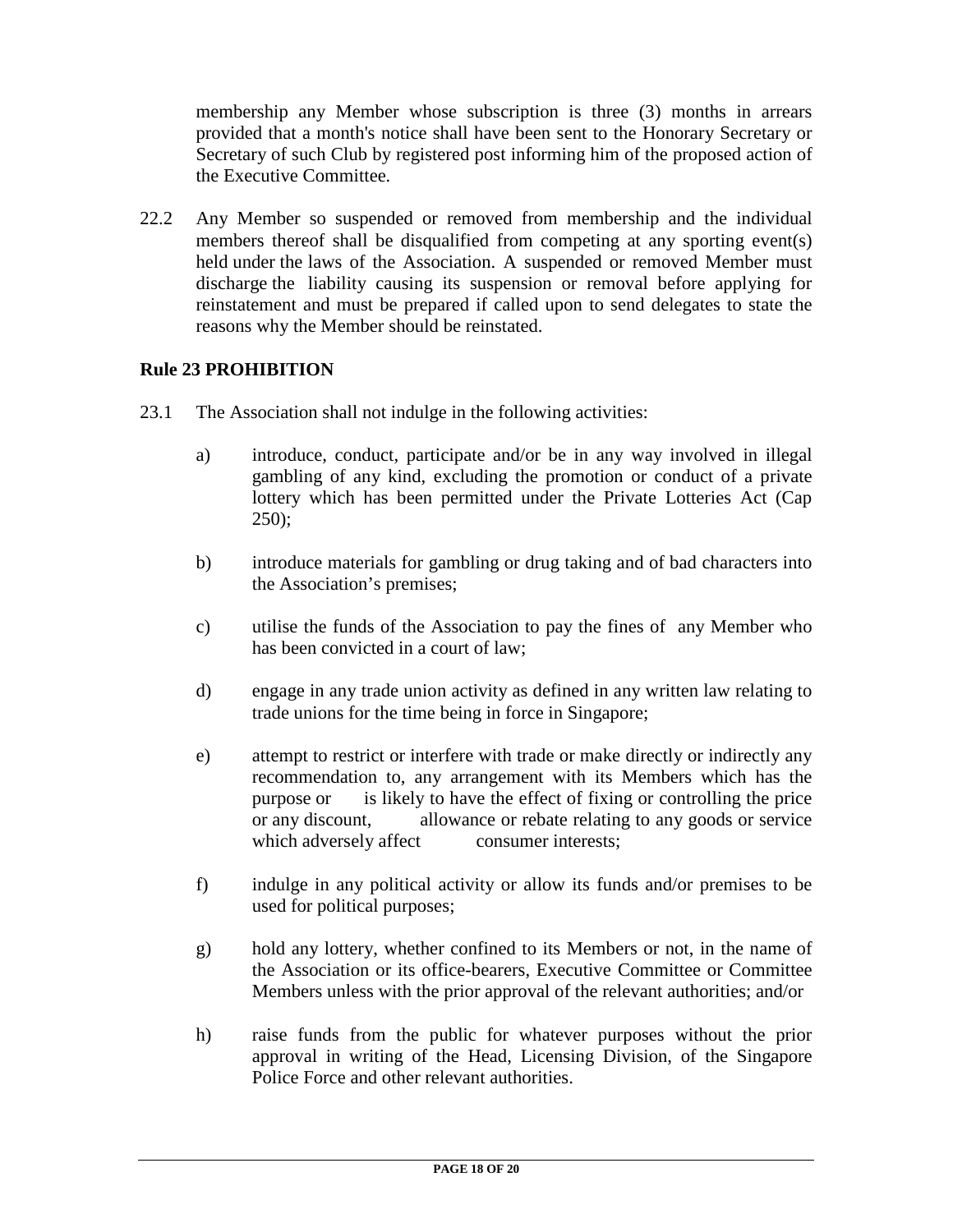membership any Member whose subscription is three (3) months in arrears provided that a month's notice shall have been sent to the Honorary Secretary or Secretary of such Club by registered post informing him of the proposed action of the Executive Committee.

22.2 Any Member so suspended or removed from membership and the individual members thereof shall be disqualified from competing at any sporting event(s) held under the laws of the Association. A suspended or removed Member must discharge the liability causing its suspension or removal before applying for reinstatement and must be prepared if called upon to send delegates to state the reasons why the Member should be reinstated.

**Rule 23 PROHIBITION**

23.1 The Association shall not indulge in the following activities:

a) introduce, conduct, participate and/or be in any way involved in illegal gambling of any kind, excluding the promotion or conduct of a private lottery which has been permitted under the Private Lotteries Act (Cap 250);

b) introduce materials for gambling or drug taking and of bad characters into the Association's premises;

c) utilise the funds of the Association to pay the fines of any Member who has been convicted in a court of law;

d) engage in any trade union activity as defined in any written law relating to trade unions for the time being in force in Singapore;

e) attempt to restrict or interfere with trade or make directly or indirectly any recommendation to, any arrangement with its Members which has the purpose or is likely to have the effect of fixing or controlling the price or any discount, allowance or rebate relating to any goods or service which adversely affect consumer interests;

f) indulge in any political activity or allow its funds and/or premises to be used for political purposes;

g) hold any lottery, whether confined to its Members or not, in the name of the Association or its office-bearers, Executive Committee or Committee Members unless with the prior approval of the relevant authorities; and/or

h) raise funds from the public for whatever purposes without the prior approval in writing of the Head, Licensing Division, of the Singapore Police Force and other relevant authorities.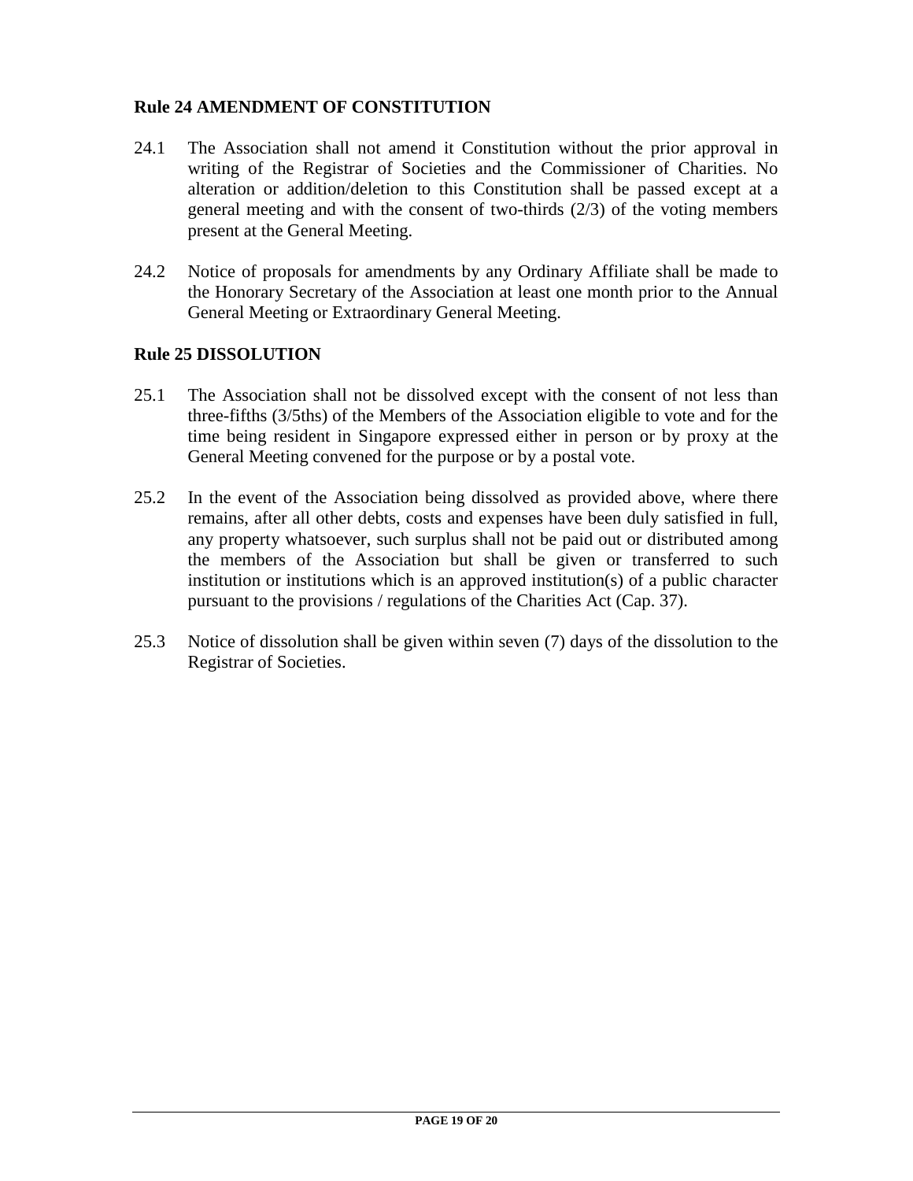**Rule 24 AMENDMENT OF CONSTITUTION**

24.1 The Association shall not amend it Constitution without the prior approval in writing of the Registrar of Societies and the Commissioner of Charities. No alteration or addition/deletion to this Constitution shall be passed except at a general meeting and with the consent of two-thirds (2/3) of the voting members present at the General Meeting.

24.2 Notice of proposals for amendments by any Ordinary Affiliate shall be made to the Honorary Secretary of the Association at least one month prior to the Annual General Meeting or Extraordinary General Meeting.

**Rule 25 DISSOLUTION**

25.1 The Association shall not be dissolved except with the consent of not less than three-fifths (3/5ths) of the Members of the Association eligible to vote and for the time being resident in Singapore expressed either in person or by proxy at the General Meeting convened for the purpose or by a postal vote.

25.2 In the event of the Association being dissolved as provided above, where there remains, after all other debts, costs and expenses have been duly satisfied in full, any property whatsoever, such surplus shall not be paid out or distributed among the members of the Association but shall be given or transferred to such institution or institutions which is an approved institution(s) of a public character pursuant to the provisions / regulations of the Charities Act (Cap. 37).

25.3 Notice of dissolution shall be given within seven (7) days of the dissolution to the Registrar of Societies.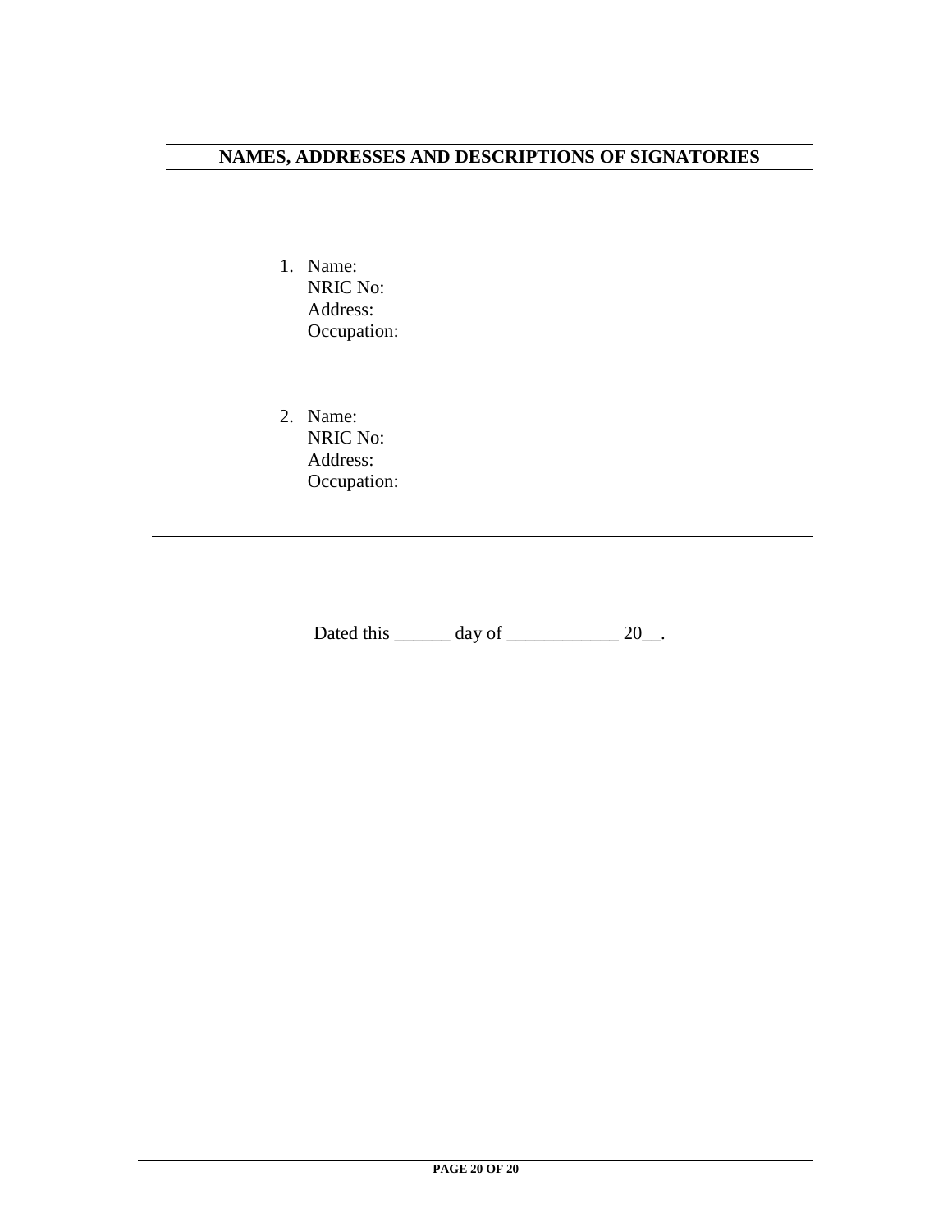**NAMES, ADDRESSES AND DESCRIPTIONS OF SIGNATORIES**

1. Name:
   NRIC No:
   Address:
   Occupation:

2. Name:
   NRIC No:
   Address:
   Occupation:

---

Dated this ______ day of ____________ 20__.